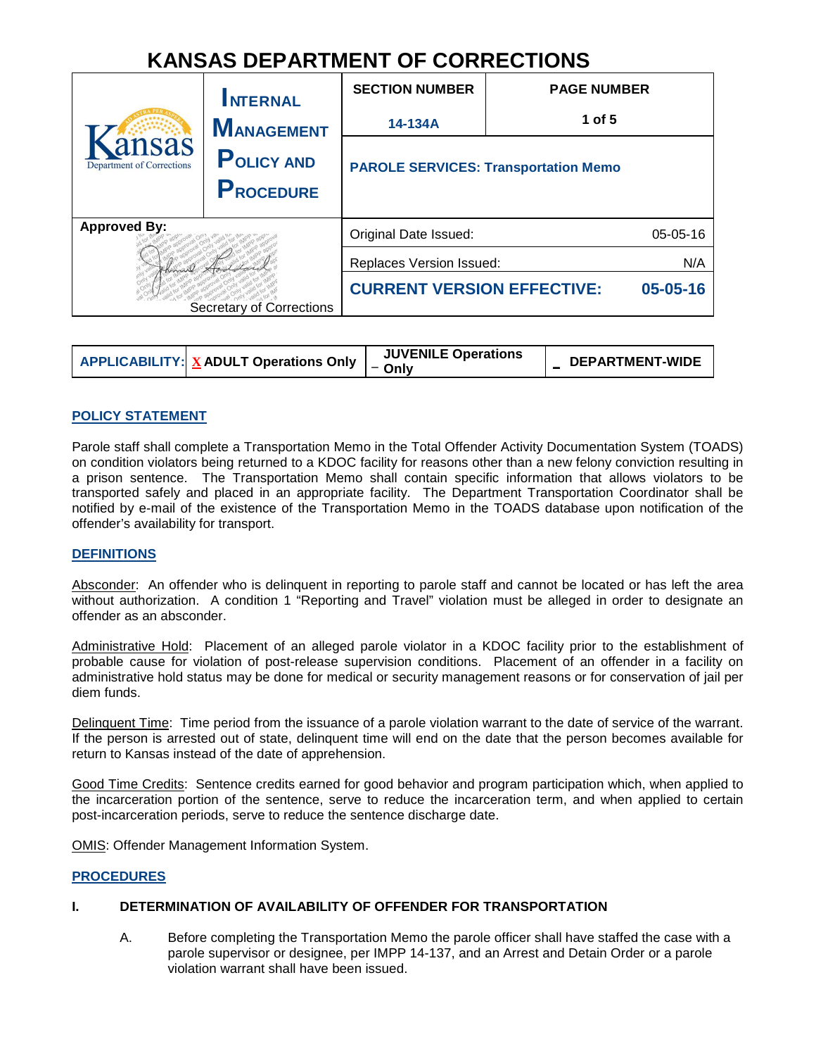# KANSAS DEPARTMENT OF CORRECTIONS

| Kansas Department of Corrections | INTERNAL MANAGEMENT POLICY AND PROCEDURE | SECTION NUMBER | PAGE NUMBER |
|---|---|---|---|
| | | 14-134A | 1 of 5 |
| | | PAROLE SERVICES: Transportation Memo | |
| Approved By: | | Original Date Issued: | 05-05-16 |
| | | Replaces Version Issued: | N/A |
| Secretary of Corrections | | CURRENT VERSION EFFECTIVE: | 05-05-16 |

| APPLICABILITY: | X ADULT Operations Only | _ JUVENILE Operations Only | _ DEPARTMENT-WIDE |
|---|---|---|---|

## POLICY STATEMENT

Parole staff shall complete a Transportation Memo in the Total Offender Activity Documentation System (TOADS) on condition violators being returned to a KDOC facility for reasons other than a new felony conviction resulting in a prison sentence. The Transportation Memo shall contain specific information that allows violators to be transported safely and placed in an appropriate facility. The Department Transportation Coordinator shall be notified by e-mail of the existence of the Transportation Memo in the TOADS database upon notification of the offender's availability for transport.

## DEFINITIONS

Absconder: An offender who is delinquent in reporting to parole staff and cannot be located or has left the area without authorization. A condition 1 "Reporting and Travel" violation must be alleged in order to designate an offender as an absconder.

Administrative Hold: Placement of an alleged parole violator in a KDOC facility prior to the establishment of probable cause for violation of post-release supervision conditions. Placement of an offender in a facility on administrative hold status may be done for medical or security management reasons or for conservation of jail per diem funds.

Delinquent Time: Time period from the issuance of a parole violation warrant to the date of service of the warrant. If the person is arrested out of state, delinquent time will end on the date that the person becomes available for return to Kansas instead of the date of apprehension.

Good Time Credits: Sentence credits earned for good behavior and program participation which, when applied to the incarceration portion of the sentence, serve to reduce the incarceration term, and when applied to certain post-incarceration periods, serve to reduce the sentence discharge date.

OMIS: Offender Management Information System.

## PROCEDURES

### I. DETERMINATION OF AVAILABILITY OF OFFENDER FOR TRANSPORTATION

A. Before completing the Transportation Memo the parole officer shall have staffed the case with a parole supervisor or designee, per IMPP 14-137, and an Arrest and Detain Order or a parole violation warrant shall have been issued.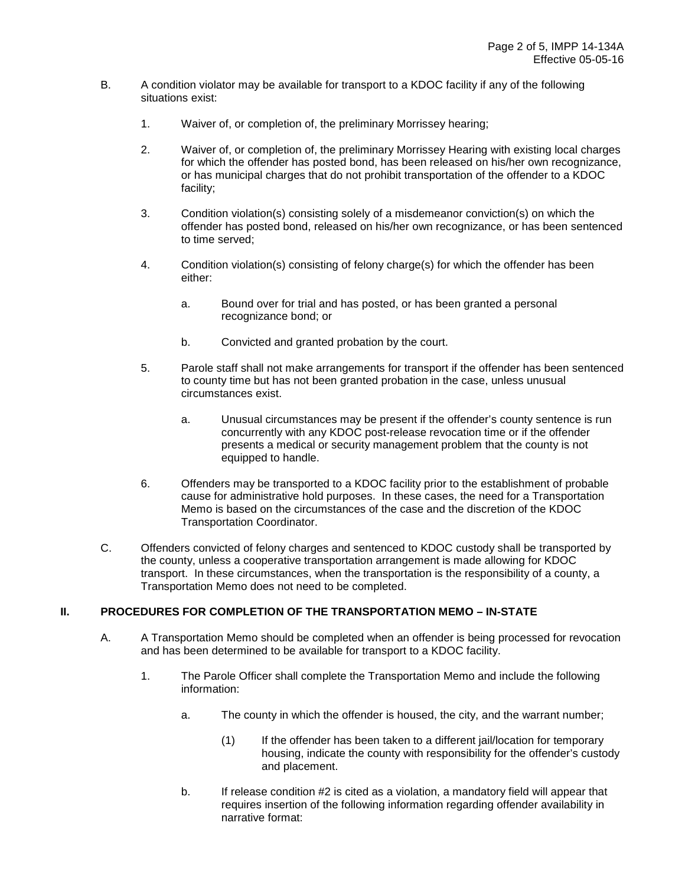B. A condition violator may be available for transport to a KDOC facility if any of the following situations exist:

1. Waiver of, or completion of, the preliminary Morrissey hearing;

2. Waiver of, or completion of, the preliminary Morrissey Hearing with existing local charges for which the offender has posted bond, has been released on his/her own recognizance, or has municipal charges that do not prohibit transportation of the offender to a KDOC facility;

3. Condition violation(s) consisting solely of a misdemeanor conviction(s) on which the offender has posted bond, released on his/her own recognizance, or has been sentenced to time served;

4. Condition violation(s) consisting of felony charge(s) for which the offender has been either:

   a. Bound over for trial and has posted, or has been granted a personal recognizance bond; or

   b. Convicted and granted probation by the court.

5. Parole staff shall not make arrangements for transport if the offender has been sentenced to county time but has not been granted probation in the case, unless unusual circumstances exist.

   a. Unusual circumstances may be present if the offender's county sentence is run concurrently with any KDOC post-release revocation time or if the offender presents a medical or security management problem that the county is not equipped to handle.

6. Offenders may be transported to a KDOC facility prior to the establishment of probable cause for administrative hold purposes. In these cases, the need for a Transportation Memo is based on the circumstances of the case and the discretion of the KDOC Transportation Coordinator.

C. Offenders convicted of felony charges and sentenced to KDOC custody shall be transported by the county, unless a cooperative transportation arrangement is made allowing for KDOC transport. In these circumstances, when the transportation is the responsibility of a county, a Transportation Memo does not need to be completed.

## II. PROCEDURES FOR COMPLETION OF THE TRANSPORTATION MEMO – IN-STATE

A. A Transportation Memo should be completed when an offender is being processed for revocation and has been determined to be available for transport to a KDOC facility.

1. The Parole Officer shall complete the Transportation Memo and include the following information:

   a. The county in which the offender is housed, the city, and the warrant number;

      (1) If the offender has been taken to a different jail/location for temporary housing, indicate the county with responsibility for the offender's custody and placement.

   b. If release condition #2 is cited as a violation, a mandatory field will appear that requires insertion of the following information regarding offender availability in narrative format: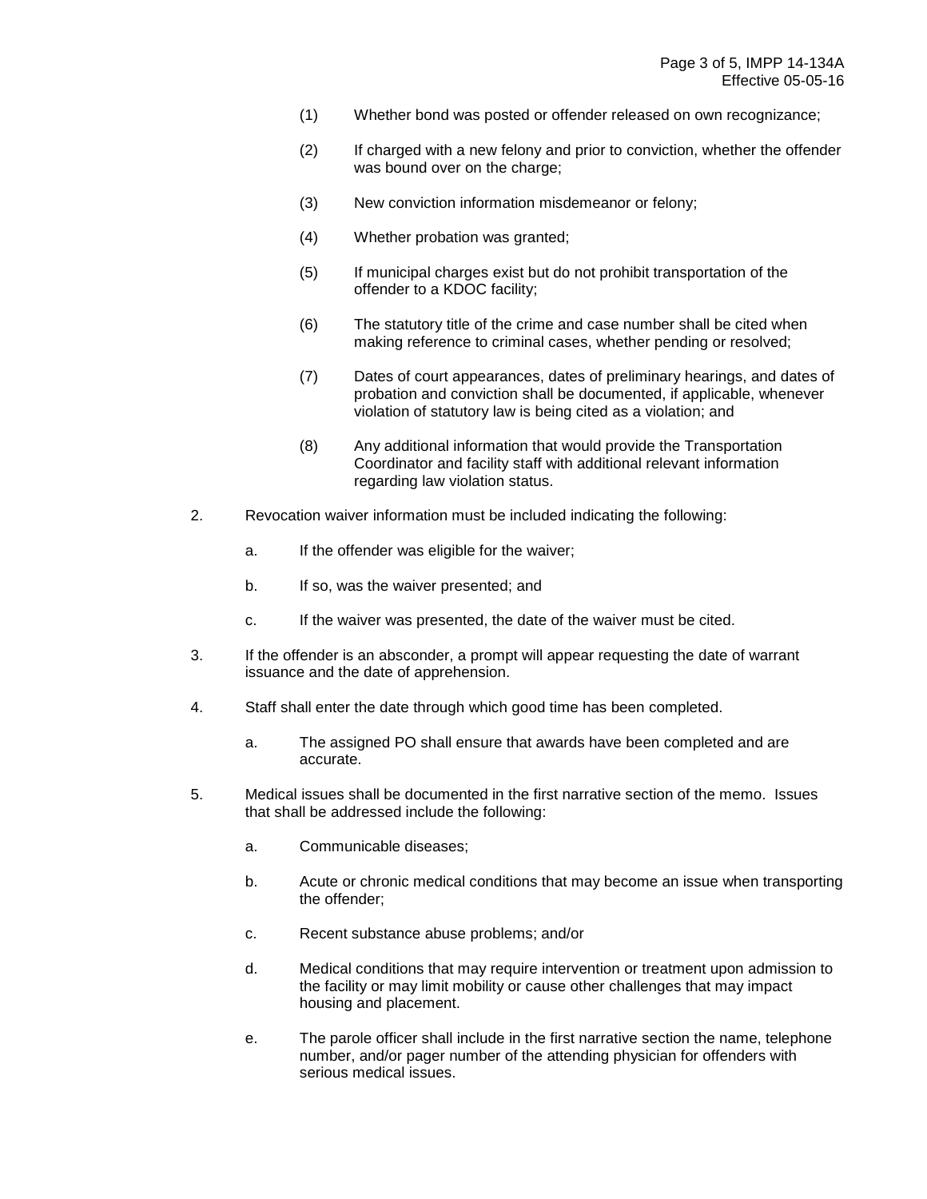(1) Whether bond was posted or offender released on own recognizance;

(2) If charged with a new felony and prior to conviction, whether the offender was bound over on the charge;

(3) New conviction information misdemeanor or felony;

(4) Whether probation was granted;

(5) If municipal charges exist but do not prohibit transportation of the offender to a KDOC facility;

(6) The statutory title of the crime and case number shall be cited when making reference to criminal cases, whether pending or resolved;

(7) Dates of court appearances, dates of preliminary hearings, and dates of probation and conviction shall be documented, if applicable, whenever violation of statutory law is being cited as a violation; and

(8) Any additional information that would provide the Transportation Coordinator and facility staff with additional relevant information regarding law violation status.

2. Revocation waiver information must be included indicating the following:

   a. If the offender was eligible for the waiver;

   b. If so, was the waiver presented; and

   c. If the waiver was presented, the date of the waiver must be cited.

3. If the offender is an absconder, a prompt will appear requesting the date of warrant issuance and the date of apprehension.

4. Staff shall enter the date through which good time has been completed.

   a. The assigned PO shall ensure that awards have been completed and are accurate.

5. Medical issues shall be documented in the first narrative section of the memo. Issues that shall be addressed include the following:

   a. Communicable diseases;

   b. Acute or chronic medical conditions that may become an issue when transporting the offender;

   c. Recent substance abuse problems; and/or

   d. Medical conditions that may require intervention or treatment upon admission to the facility or may limit mobility or cause other challenges that may impact housing and placement.

   e. The parole officer shall include in the first narrative section the name, telephone number, and/or pager number of the attending physician for offenders with serious medical issues.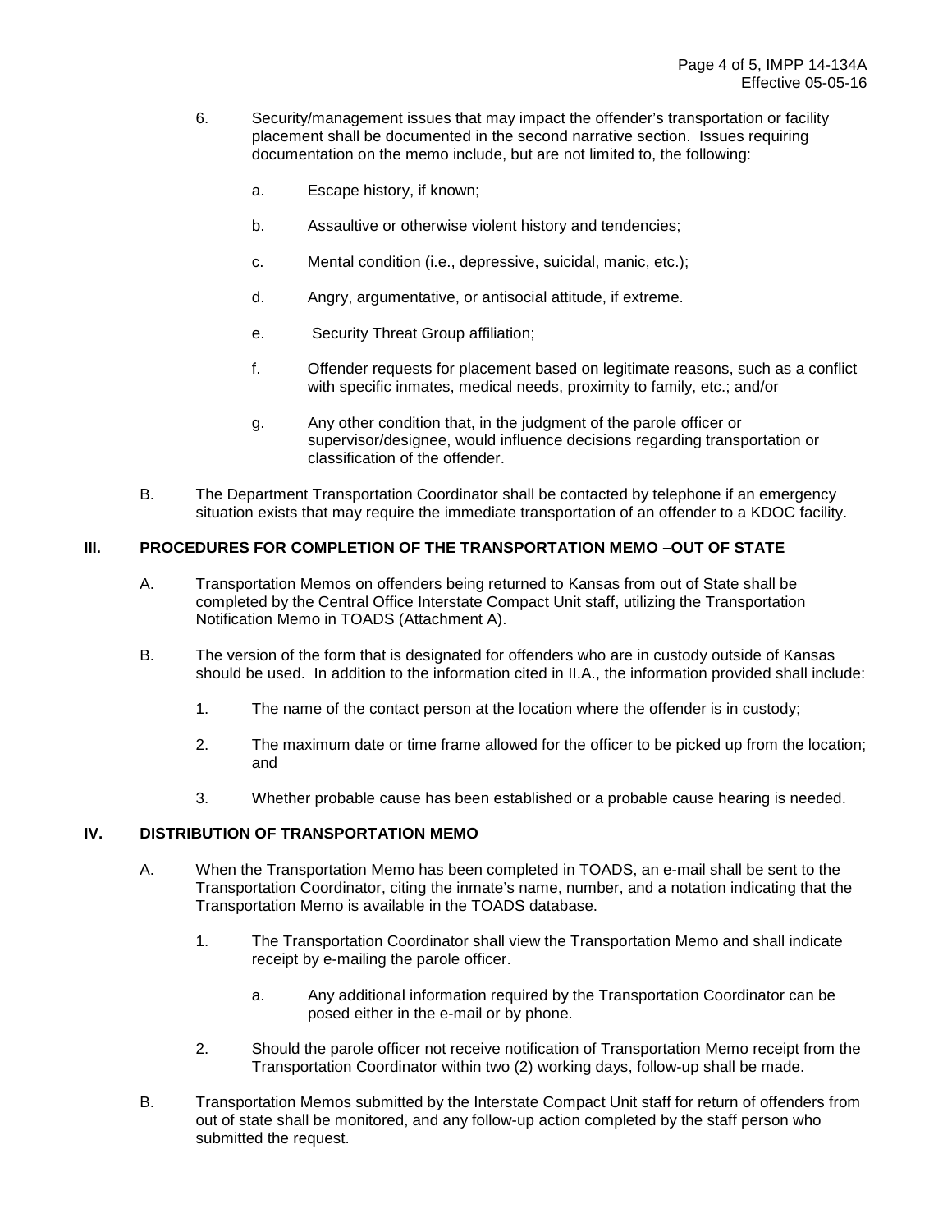6. Security/management issues that may impact the offender's transportation or facility placement shall be documented in the second narrative section. Issues requiring documentation on the memo include, but are not limited to, the following:

   a. Escape history, if known;

   b. Assaultive or otherwise violent history and tendencies;

   c. Mental condition (i.e., depressive, suicidal, manic, etc.);

   d. Angry, argumentative, or antisocial attitude, if extreme.

   e. Security Threat Group affiliation;

   f. Offender requests for placement based on legitimate reasons, such as a conflict with specific inmates, medical needs, proximity to family, etc.; and/or

   g. Any other condition that, in the judgment of the parole officer or supervisor/designee, would influence decisions regarding transportation or classification of the offender.

B. The Department Transportation Coordinator shall be contacted by telephone if an emergency situation exists that may require the immediate transportation of an offender to a KDOC facility.

## III. PROCEDURES FOR COMPLETION OF THE TRANSPORTATION MEMO –OUT OF STATE

A. Transportation Memos on offenders being returned to Kansas from out of State shall be completed by the Central Office Interstate Compact Unit staff, utilizing the Transportation Notification Memo in TOADS (Attachment A).

B. The version of the form that is designated for offenders who are in custody outside of Kansas should be used. In addition to the information cited in II.A., the information provided shall include:

   1. The name of the contact person at the location where the offender is in custody;

   2. The maximum date or time frame allowed for the officer to be picked up from the location; and

   3. Whether probable cause has been established or a probable cause hearing is needed.

## IV. DISTRIBUTION OF TRANSPORTATION MEMO

A. When the Transportation Memo has been completed in TOADS, an e-mail shall be sent to the Transportation Coordinator, citing the inmate's name, number, and a notation indicating that the Transportation Memo is available in the TOADS database.

   1. The Transportation Coordinator shall view the Transportation Memo and shall indicate receipt by e-mailing the parole officer.

      a. Any additional information required by the Transportation Coordinator can be posed either in the e-mail or by phone.

   2. Should the parole officer not receive notification of Transportation Memo receipt from the Transportation Coordinator within two (2) working days, follow-up shall be made.

B. Transportation Memos submitted by the Interstate Compact Unit staff for return of offenders from out of state shall be monitored, and any follow-up action completed by the staff person who submitted the request.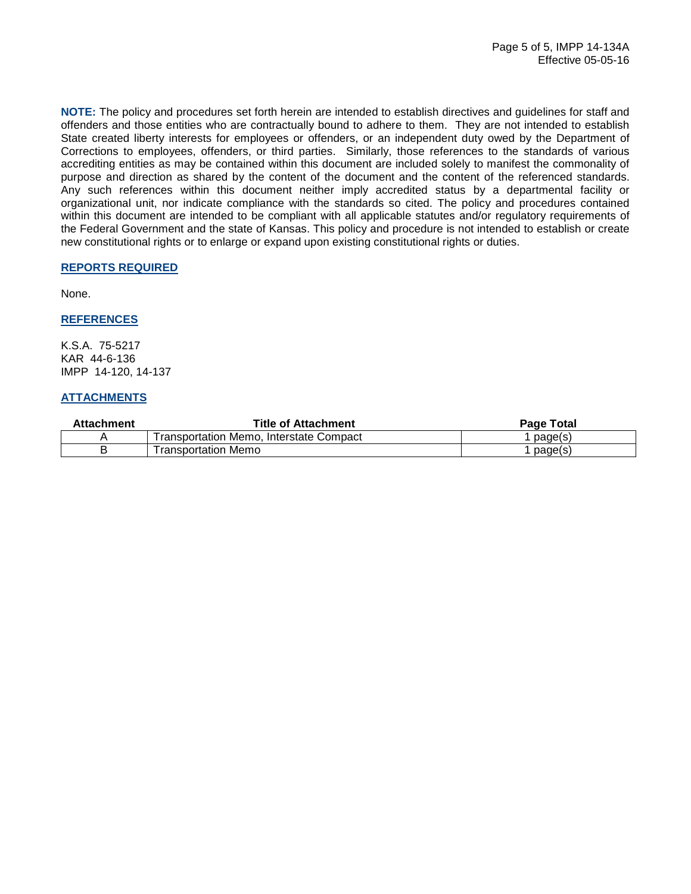**NOTE:** The policy and procedures set forth herein are intended to establish directives and guidelines for staff and offenders and those entities who are contractually bound to adhere to them. They are not intended to establish State created liberty interests for employees or offenders, or an independent duty owed by the Department of Corrections to employees, offenders, or third parties. Similarly, those references to the standards of various accrediting entities as may be contained within this document are included solely to manifest the commonality of purpose and direction as shared by the content of the document and the content of the referenced standards. Any such references within this document neither imply accredited status by a departmental facility or organizational unit, nor indicate compliance with the standards so cited. The policy and procedures contained within this document are intended to be compliant with all applicable statutes and/or regulatory requirements of the Federal Government and the state of Kansas. This policy and procedure is not intended to establish or create new constitutional rights or to enlarge or expand upon existing constitutional rights or duties.

## REPORTS REQUIRED

None.

## REFERENCES

K.S.A. 75-5217
KAR 44-6-136
IMPP 14-120, 14-137

## ATTACHMENTS

| Attachment | Title of Attachment | Page Total |
|---|---|---|
| A | Transportation Memo, Interstate Compact | 1 page(s) |
| B | Transportation Memo | 1 page(s) |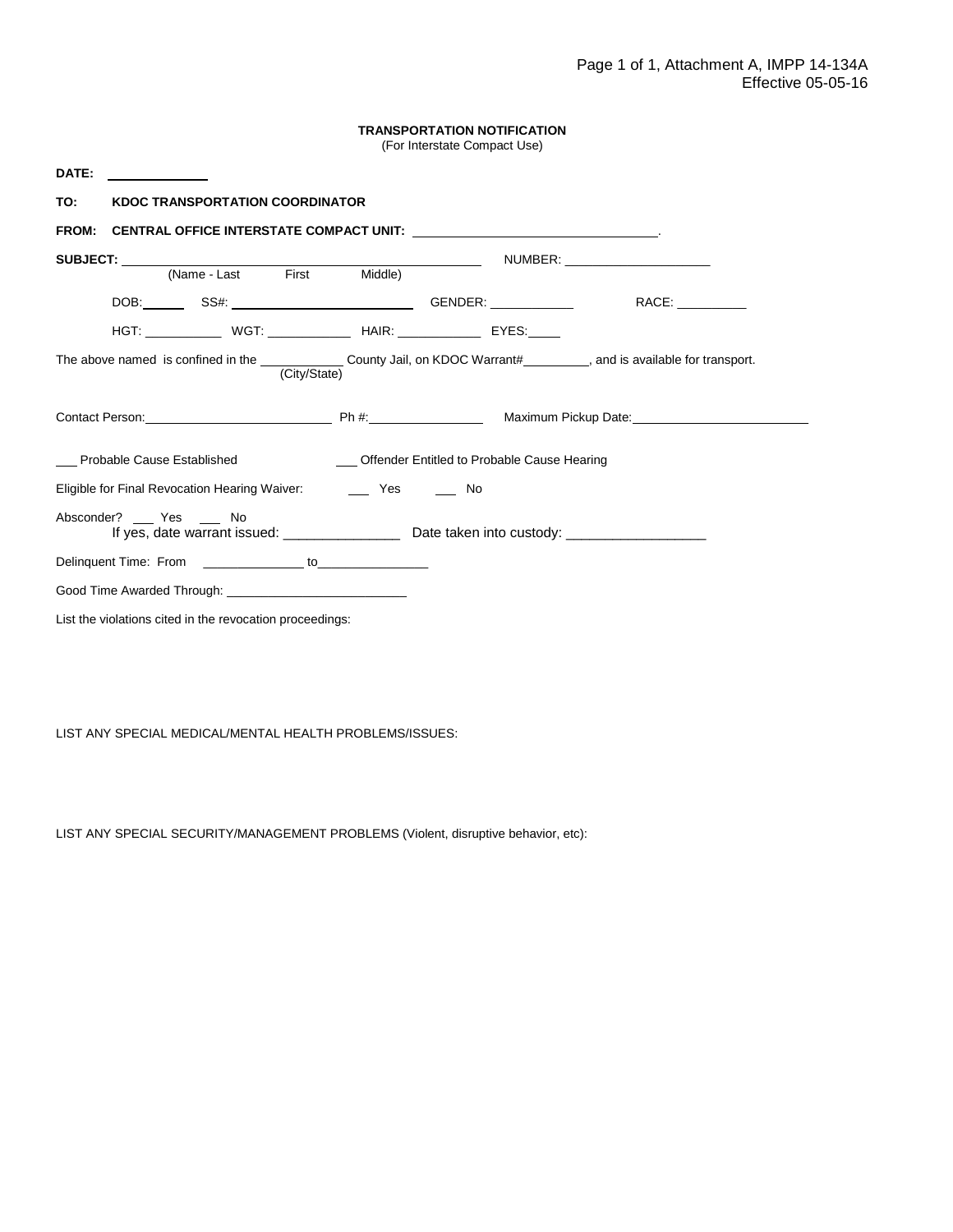Page 1 of 1, Attachment A, IMPP 14-134A
Effective 05-05-16

**TRANSPORTATION NOTIFICATION**
(For Interstate Compact Use)

**DATE:** ______________

**TO:** **KDOC TRANSPORTATION COORDINATOR**

**FROM:** **CENTRAL OFFICE INTERSTATE COMPACT UNIT:** ________________________________.

**SUBJECT:** ______________________________________________ NUMBER: ____________________
(Name - Last First Middle)

DOB: ______ SS#: ______________________ GENDER: ____________ RACE: __________

HGT: ___________ WGT: ____________ HAIR: ____________ EYES: ____

The above named is confined in the ____________ County Jail, on KDOC Warrant# _________, and is available for transport.
(City/State)

Contact Person: ___________________________ Ph #: ________________ Maximum Pickup Date: ________________________

___ Probable Cause Established ___ Offender Entitled to Probable Cause Hearing

Eligible for Final Revocation Hearing Waiver: ___ Yes ___ No

Absconder? ___ Yes ___ No
If yes, date warrant issued: _______________ Date taken into custody: __________________

Delinquent Time: From ______________ to ________________

Good Time Awarded Through: _________________________

List the violations cited in the revocation proceedings:

LIST ANY SPECIAL MEDICAL/MENTAL HEALTH PROBLEMS/ISSUES:

LIST ANY SPECIAL SECURITY/MANAGEMENT PROBLEMS (Violent, disruptive behavior, etc):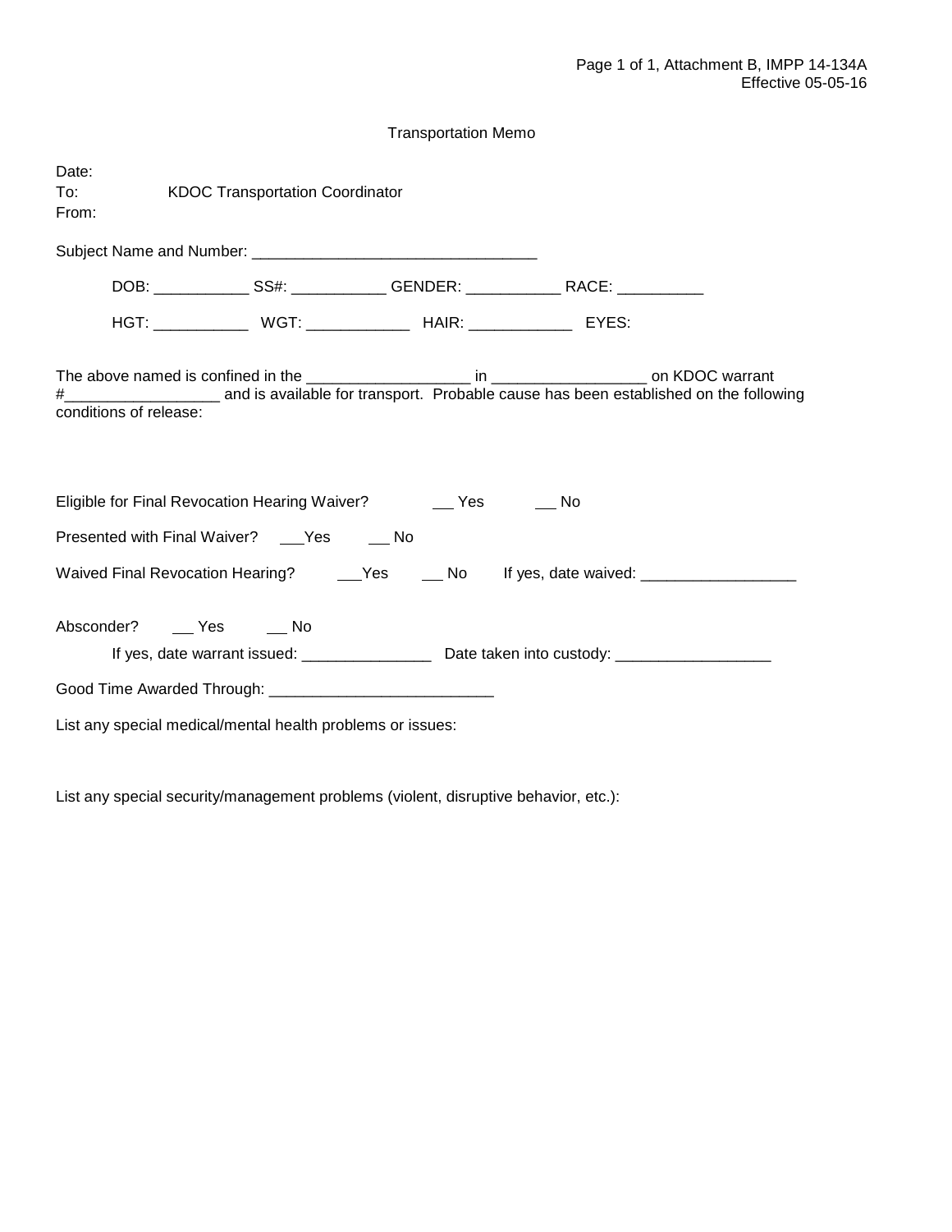Page 1 of 1, Attachment B, IMPP 14-134A
Effective 05-05-16

# Transportation Memo

Date:
To: KDOC Transportation Coordinator
From:

Subject Name and Number: _________________________________

DOB: ___________ SS#: ___________ GENDER: ___________ RACE: __________

HGT: ___________ WGT: ____________ HAIR: ____________ EYES:

The above named is confined in the ___________________ in _________________ on KDOC warrant #_________________ and is available for transport. Probable cause has been established on the following conditions of release:

Eligible for Final Revocation Hearing Waiver? __ Yes __ No

Presented with Final Waiver? ___Yes __ No

Waived Final Revocation Hearing? ___Yes __ No If yes, date waived: __________________

Absconder? __ Yes __ No

If yes, date warrant issued: _______________ Date taken into custody: __________________

Good Time Awarded Through: __________________________

List any special medical/mental health problems or issues:

List any special security/management problems (violent, disruptive behavior, etc.):